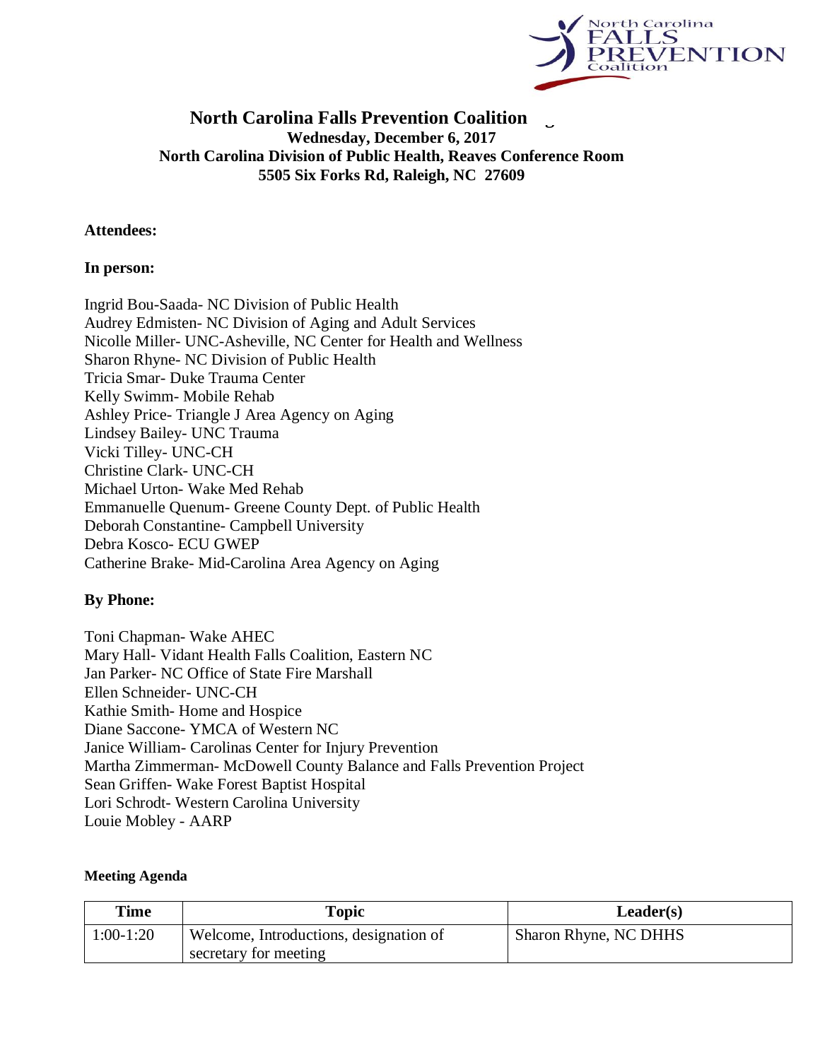# North Carolina Falls Prevention Coalition

**Wednesday, December 6, 2017**
**North Carolina Division of Public Health, Reaves Conference Room**
**5505 Six Forks Rd, Raleigh, NC 27609**

**Attendees:**

**In person:**

Ingrid Bou-Saada- NC Division of Public Health
Audrey Edmisten- NC Division of Aging and Adult Services
Nicolle Miller- UNC-Asheville, NC Center for Health and Wellness
Sharon Rhyne- NC Division of Public Health
Tricia Smar- Duke Trauma Center
Kelly Swimm- Mobile Rehab
Ashley Price- Triangle J Area Agency on Aging
Lindsey Bailey- UNC Trauma
Vicki Tilley- UNC-CH
Christine Clark- UNC-CH
Michael Urton- Wake Med Rehab
Emmanuelle Quenum- Greene County Dept. of Public Health
Deborah Constantine- Campbell University
Debra Kosco- ECU GWEP
Catherine Brake- Mid-Carolina Area Agency on Aging

**By Phone:**

Toni Chapman- Wake AHEC
Mary Hall- Vidant Health Falls Coalition, Eastern NC
Jan Parker- NC Office of State Fire Marshall
Ellen Schneider- UNC-CH
Kathie Smith- Home and Hospice
Diane Saccone- YMCA of Western NC
Janice William- Carolinas Center for Injury Prevention
Martha Zimmerman- McDowell County Balance and Falls Prevention Project
Sean Griffen- Wake Forest Baptist Hospital
Lori Schrodt- Western Carolina University
Louie Mobley - AARP

**Meeting Agenda**

| Time | Topic | Leader(s) |
|---|---|---|
| 1:00-1:20 | Welcome, Introductions, designation of secretary for meeting | Sharon Rhyne, NC DHHS |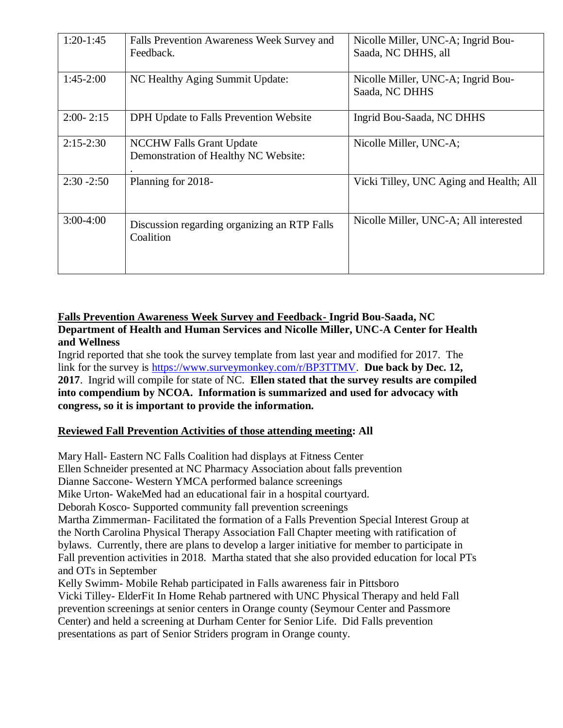| 1:20-1:45 | Falls Prevention Awareness Week Survey and Feedback. | Nicolle Miller, UNC-A; Ingrid Bou-Saada, NC DHHS, all |
|---|---|---|
| 1:45-2:00 | NC Healthy Aging Summit Update: | Nicolle Miller, UNC-A; Ingrid Bou-Saada, NC DHHS |
| 2:00- 2:15 | DPH Update to Falls Prevention Website | Ingrid Bou-Saada, NC DHHS |
| 2:15-2:30 | NCCHW Falls Grant Update<br>Demonstration of Healthy NC Website:<br>. | Nicolle Miller, UNC-A; |
| 2:30 -2:50 | Planning for 2018- | Vicki Tilley, UNC Aging and Health; All |
| 3:00-4:00 | Discussion regarding organizing an RTP Falls Coalition | Nicolle Miller, UNC-A; All interested |

**<u>Falls Prevention Awareness Week Survey and Feedback-</u> Ingrid Bou-Saada, NC Department of Health and Human Services and Nicolle Miller, UNC-A Center for Health and Wellness**

Ingrid reported that she took the survey template from last year and modified for 2017. The link for the survey is https://www.surveymonkey.com/r/BP3TTMV. **Due back by Dec. 12, 2017**. Ingrid will compile for state of NC. **Ellen stated that the survey results are compiled into compendium by NCOA. Information is summarized and used for advocacy with congress, so it is important to provide the information.**

**<u>Reviewed Fall Prevention Activities of those attending meeting</u>: All**

Mary Hall- Eastern NC Falls Coalition had displays at Fitness Center
Ellen Schneider presented at NC Pharmacy Association about falls prevention
Dianne Saccone- Western YMCA performed balance screenings
Mike Urton- WakeMed had an educational fair in a hospital courtyard.
Deborah Kosco- Supported community fall prevention screenings
Martha Zimmerman- Facilitated the formation of a Falls Prevention Special Interest Group at the North Carolina Physical Therapy Association Fall Chapter meeting with ratification of bylaws. Currently, there are plans to develop a larger initiative for member to participate in Fall prevention activities in 2018. Martha stated that she also provided education for local PTs and OTs in September
Kelly Swimm- Mobile Rehab participated in Falls awareness fair in Pittsboro
Vicki Tilley- ElderFit In Home Rehab partnered with UNC Physical Therapy and held Fall prevention screenings at senior centers in Orange county (Seymour Center and Passmore Center) and held a screening at Durham Center for Senior Life. Did Falls prevention presentations as part of Senior Striders program in Orange county.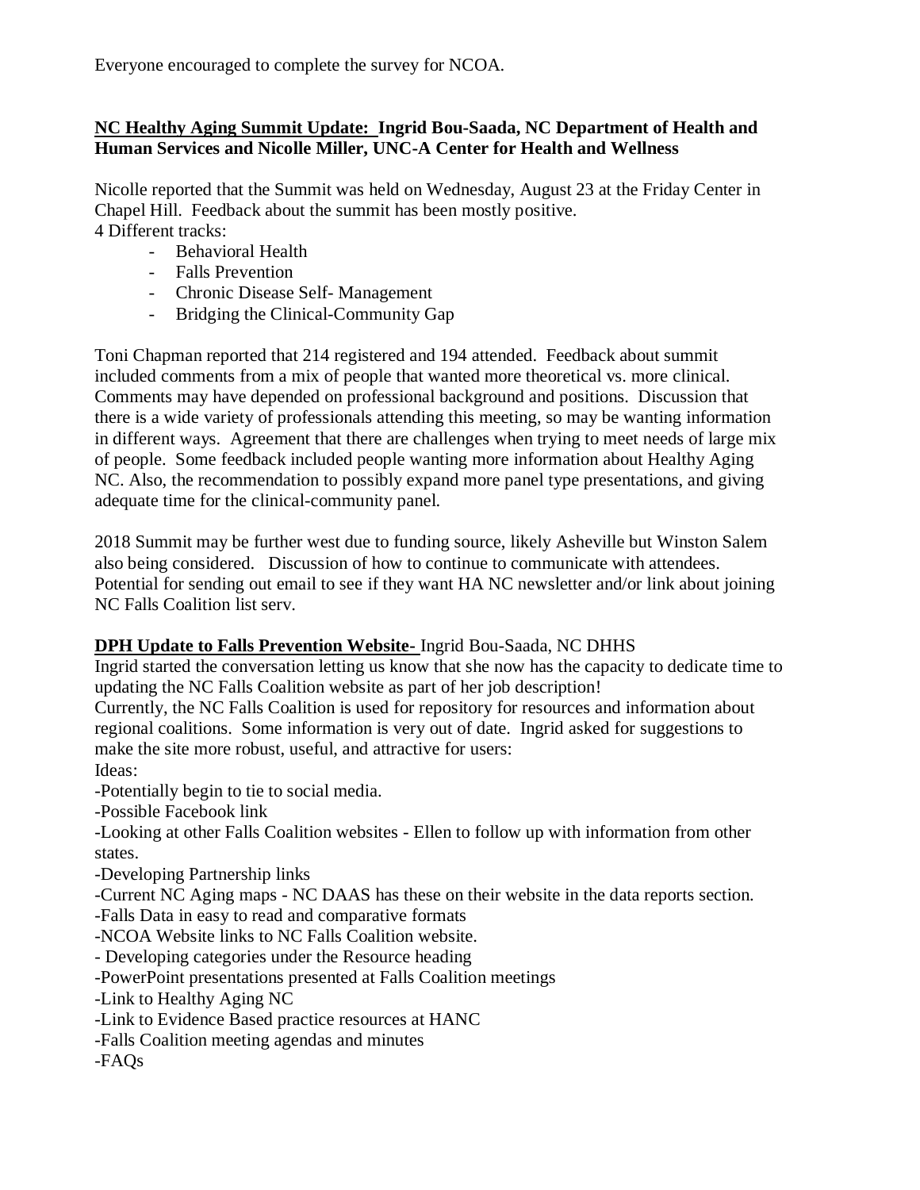Everyone encouraged to complete the survey for NCOA.

**NC Healthy Aging Summit Update: Ingrid Bou-Saada, NC Department of Health and Human Services and Nicolle Miller, UNC-A Center for Health and Wellness**

Nicolle reported that the Summit was held on Wednesday, August 23 at the Friday Center in Chapel Hill. Feedback about the summit has been mostly positive.
4 Different tracks:

- Behavioral Health
- Falls Prevention
- Chronic Disease Self- Management
- Bridging the Clinical-Community Gap

Toni Chapman reported that 214 registered and 194 attended. Feedback about summit included comments from a mix of people that wanted more theoretical vs. more clinical. Comments may have depended on professional background and positions. Discussion that there is a wide variety of professionals attending this meeting, so may be wanting information in different ways. Agreement that there are challenges when trying to meet needs of large mix of people. Some feedback included people wanting more information about Healthy Aging NC. Also, the recommendation to possibly expand more panel type presentations, and giving adequate time for the clinical-community panel.

2018 Summit may be further west due to funding source, likely Asheville but Winston Salem also being considered. Discussion of how to continue to communicate with attendees. Potential for sending out email to see if they want HA NC newsletter and/or link about joining NC Falls Coalition list serv.

**DPH Update to Falls Prevention Website-** Ingrid Bou-Saada, NC DHHS

Ingrid started the conversation letting us know that she now has the capacity to dedicate time to updating the NC Falls Coalition website as part of her job description!

Currently, the NC Falls Coalition is used for repository for resources and information about regional coalitions. Some information is very out of date. Ingrid asked for suggestions to make the site more robust, useful, and attractive for users:

Ideas:

-Potentially begin to tie to social media.

-Possible Facebook link

-Looking at other Falls Coalition websites - Ellen to follow up with information from other states.

-Developing Partnership links

-Current NC Aging maps - NC DAAS has these on their website in the data reports section.

-Falls Data in easy to read and comparative formats

-NCOA Website links to NC Falls Coalition website.

- Developing categories under the Resource heading

-PowerPoint presentations presented at Falls Coalition meetings

-Link to Healthy Aging NC

-Link to Evidence Based practice resources at HANC

-Falls Coalition meeting agendas and minutes

-FAQs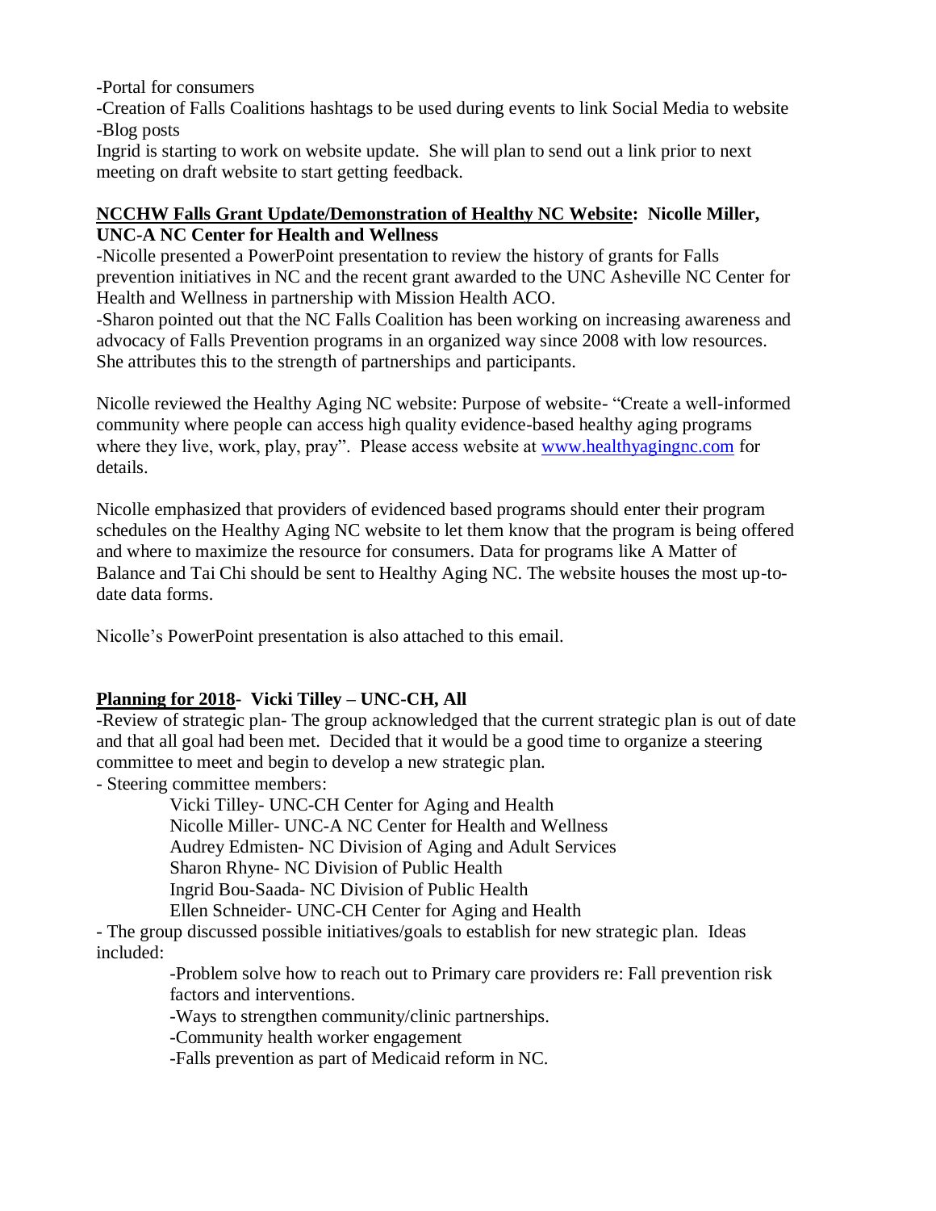-Portal for consumers

-Creation of Falls Coalitions hashtags to be used during events to link Social Media to website

-Blog posts

Ingrid is starting to work on website update. She will plan to send out a link prior to next meeting on draft website to start getting feedback.

**NCCHW Falls Grant Update/Demonstration of Healthy NC Website: Nicolle Miller, UNC-A NC Center for Health and Wellness**

-Nicolle presented a PowerPoint presentation to review the history of grants for Falls prevention initiatives in NC and the recent grant awarded to the UNC Asheville NC Center for Health and Wellness in partnership with Mission Health ACO.

-Sharon pointed out that the NC Falls Coalition has been working on increasing awareness and advocacy of Falls Prevention programs in an organized way since 2008 with low resources. She attributes this to the strength of partnerships and participants.

Nicolle reviewed the Healthy Aging NC website: Purpose of website- "Create a well-informed community where people can access high quality evidence-based healthy aging programs where they live, work, play, pray". Please access website at [www.healthyagingnc.com](http://www.healthyagingnc.com) for details.

Nicolle emphasized that providers of evidenced based programs should enter their program schedules on the Healthy Aging NC website to let them know that the program is being offered and where to maximize the resource for consumers. Data for programs like A Matter of Balance and Tai Chi should be sent to Healthy Aging NC. The website houses the most up-to-date data forms.

Nicolle's PowerPoint presentation is also attached to this email.

**Planning for 2018- Vicki Tilley – UNC-CH, All**

-Review of strategic plan- The group acknowledged that the current strategic plan is out of date and that all goal had been met. Decided that it would be a good time to organize a steering committee to meet and begin to develop a new strategic plan.

- Steering committee members:
  - Vicki Tilley- UNC-CH Center for Aging and Health
  - Nicolle Miller- UNC-A NC Center for Health and Wellness
  - Audrey Edmisten- NC Division of Aging and Adult Services
  - Sharon Rhyne- NC Division of Public Health
  - Ingrid Bou-Saada- NC Division of Public Health
  - Ellen Schneider- UNC-CH Center for Aging and Health
- The group discussed possible initiatives/goals to establish for new strategic plan. Ideas included:
  - -Problem solve how to reach out to Primary care providers re: Fall prevention risk factors and interventions.
  - -Ways to strengthen community/clinic partnerships.
  - -Community health worker engagement
  - -Falls prevention as part of Medicaid reform in NC.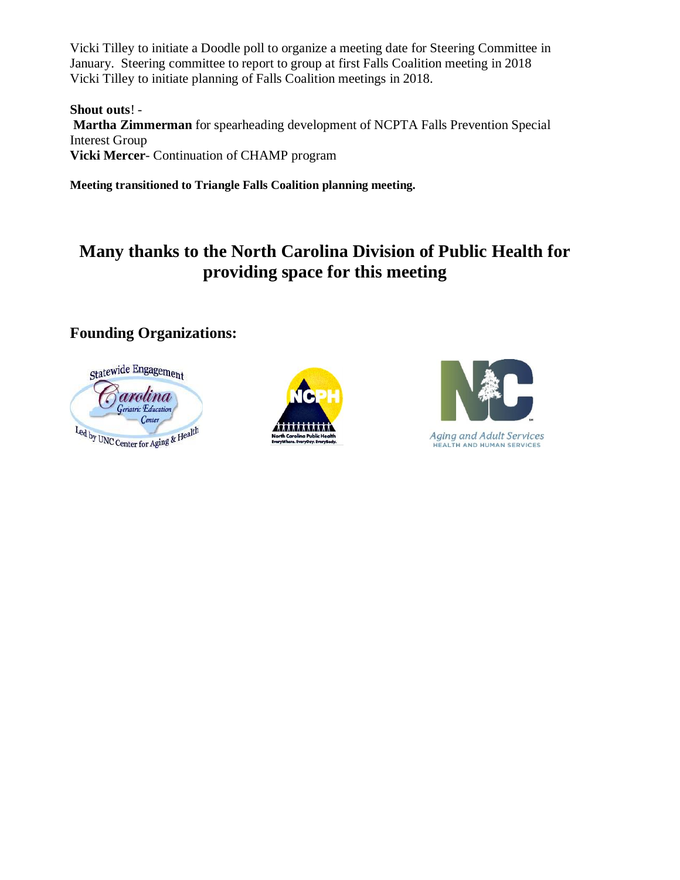Vicki Tilley to initiate a Doodle poll to organize a meeting date for Steering Committee in January. Steering committee to report to group at first Falls Coalition meeting in 2018
Vicki Tilley to initiate planning of Falls Coalition meetings in 2018.

**Shout outs**! -
**Martha Zimmerman** for spearheading development of NCPTA Falls Prevention Special Interest Group
**Vicki Mercer**- Continuation of CHAMP program

**Meeting transitioned to Triangle Falls Coalition planning meeting.**

## Many thanks to the North Carolina Division of Public Health for providing space for this meeting

### Founding Organizations:

Statewide Engagement
Carolina Geriatric Education Center
Led by UNC Center for Aging & Health

NCPH
North Carolina Public Health
EveryWhere. EveryDay. EveryBody.

NC
Aging and Adult Services
HEALTH AND HUMAN SERVICES